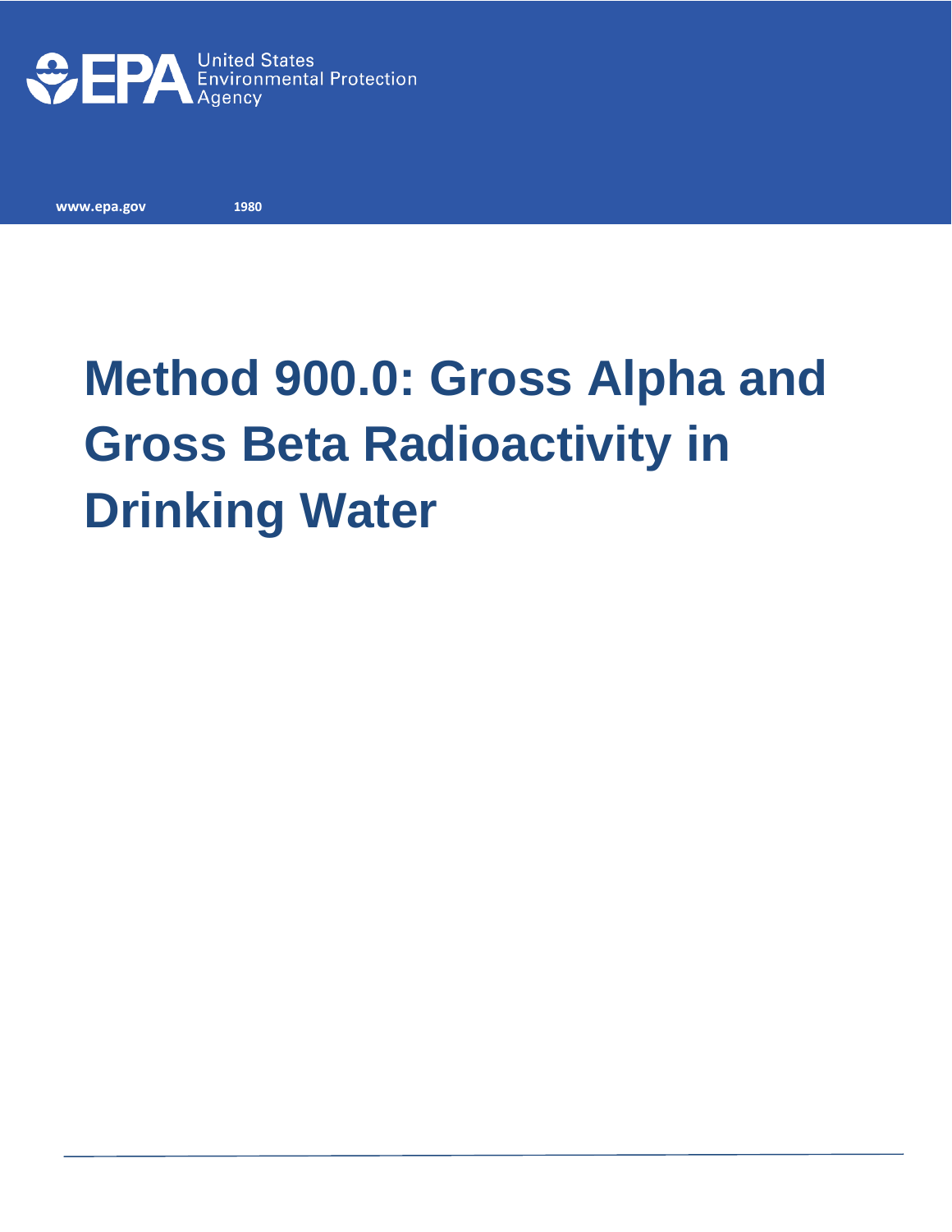United States Environmental Protection Agency

www.epa.gov 1980

# Method 900.0: Gross Alpha and Gross Beta Radioactivity in Drinking Water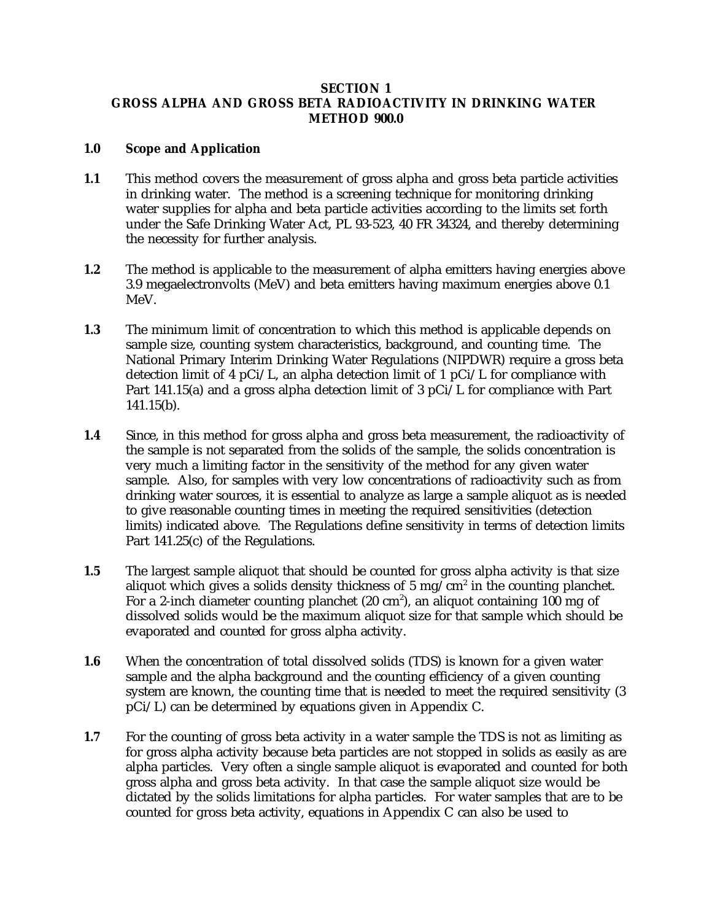# SECTION 1
# GROSS ALPHA AND GROSS BETA RADIOACTIVITY IN DRINKING WATER
# METHOD 900.0

## 1.0 Scope and Application

**1.1** This method covers the measurement of gross alpha and gross beta particle activities in drinking water. The method is a screening technique for monitoring drinking water supplies for alpha and beta particle activities according to the limits set forth under the Safe Drinking Water Act, PL 93-523, 40 FR 34324, and thereby determining the necessity for further analysis.

**1.2** The method is applicable to the measurement of alpha emitters having energies above 3.9 megaelectronvolts (MeV) and beta emitters having maximum energies above 0.1 MeV.

**1.3** The minimum limit of concentration to which this method is applicable depends on sample size, counting system characteristics, background, and counting time. The National Primary Interim Drinking Water Regulations (NIPDWR) require a gross beta detection limit of 4 pCi/L, an alpha detection limit of 1 pCi/L for compliance with Part 141.15(a) and a gross alpha detection limit of 3 pCi/L for compliance with Part 141.15(b).

**1.4** Since, in this method for gross alpha and gross beta measurement, the radioactivity of the sample is not separated from the solids of the sample, the solids concentration is very much a limiting factor in the sensitivity of the method for any given water sample. Also, for samples with very low concentrations of radioactivity such as from drinking water sources, it is essential to analyze as large a sample aliquot as is needed to give reasonable counting times in meeting the required sensitivities (detection limits) indicated above. The Regulations define sensitivity in terms of detection limits Part 141.25(c) of the Regulations.

**1.5** The largest sample aliquot that should be counted for gross alpha activity is that size aliquot which gives a solids density thickness of 5 mg/cm$^2$ in the counting planchet. For a 2-inch diameter counting planchet (20 cm$^2$), an aliquot containing 100 mg of dissolved solids would be the maximum aliquot size for that sample which should be evaporated and counted for gross alpha activity.

**1.6** When the concentration of total dissolved solids (TDS) is known for a given water sample and the alpha background and the counting efficiency of a given counting system are known, the counting time that is needed to meet the required sensitivity (3 pCi/L) can be determined by equations given in Appendix C.

**1.7** For the counting of gross beta activity in a water sample the TDS is not as limiting as for gross alpha activity because beta particles are not stopped in solids as easily as are alpha particles. Very often a single sample aliquot is evaporated and counted for both gross alpha and gross beta activity. In that case the sample aliquot size would be dictated by the solids limitations for alpha particles. For water samples that are to be counted for gross beta activity, equations in Appendix C can also be used to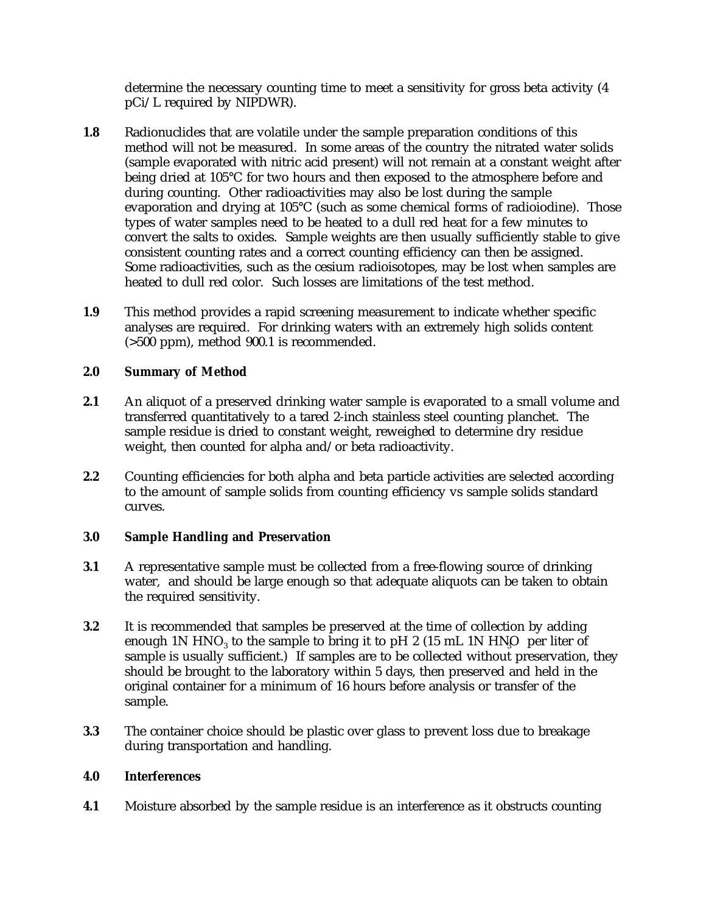determine the necessary counting time to meet a sensitivity for gross beta activity (4 pCi/L required by NIPDWR).

**1.8** Radionuclides that are volatile under the sample preparation conditions of this method will not be measured. In some areas of the country the nitrated water solids (sample evaporated with nitric acid present) will not remain at a constant weight after being dried at 105°C for two hours and then exposed to the atmosphere before and during counting. Other radioactivities may also be lost during the sample evaporation and drying at 105°C (such as some chemical forms of radioiodine). Those types of water samples need to be heated to a dull red heat for a few minutes to convert the salts to oxides. Sample weights are then usually sufficiently stable to give consistent counting rates and a correct counting efficiency can then be assigned. Some radioactivities, such as the cesium radioisotopes, may be lost when samples are heated to dull red color. Such losses are limitations of the test method.

**1.9** This method provides a rapid screening measurement to indicate whether specific analyses are required. For drinking waters with an extremely high solids content (>500 ppm), method 900.1 is recommended.

## 2.0 Summary of Method

**2.1** An aliquot of a preserved drinking water sample is evaporated to a small volume and transferred quantitatively to a tared 2-inch stainless steel counting planchet. The sample residue is dried to constant weight, reweighed to determine dry residue weight, then counted for alpha and/or beta radioactivity.

**2.2** Counting efficiencies for both alpha and beta particle activities are selected according to the amount of sample solids from counting efficiency vs sample solids standard curves.

## 3.0 Sample Handling and Preservation

**3.1** A representative sample must be collected from a free-flowing source of drinking water, and should be large enough so that adequate aliquots can be taken to obtain the required sensitivity.

**3.2** It is recommended that samples be preserved at the time of collection by adding enough 1N $HNO_3$ to the sample to bring it to pH 2 (15 mL 1N $HNO_3$ per liter of sample is usually sufficient.) If samples are to be collected without preservation, they should be brought to the laboratory within 5 days, then preserved and held in the original container for a minimum of 16 hours before analysis or transfer of the sample.

**3.3** The container choice should be plastic over glass to prevent loss due to breakage during transportation and handling.

## 4.0 Interferences

**4.1** Moisture absorbed by the sample residue is an interference as it obstructs counting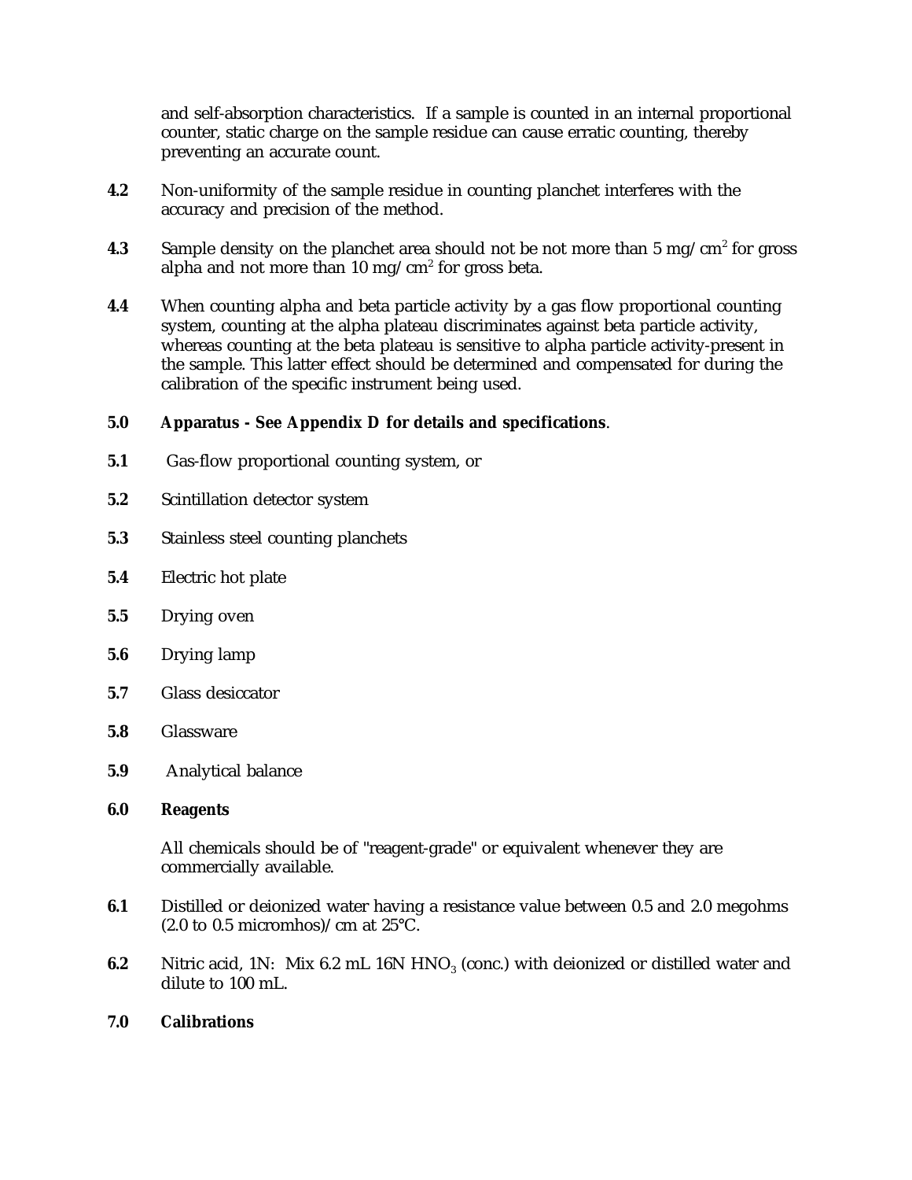and self-absorption characteristics. If a sample is counted in an internal proportional counter, static charge on the sample residue can cause erratic counting, thereby preventing an accurate count.

**4.2** Non-uniformity of the sample residue in counting planchet interferes with the accuracy and precision of the method.

**4.3** Sample density on the planchet area should not be not more than 5 mg/cm$^2$ for gross alpha and not more than 10 mg/cm$^2$ for gross beta.

**4.4** When counting alpha and beta particle activity by a gas flow proportional counting system, counting at the alpha plateau discriminates against beta particle activity, whereas counting at the beta plateau is sensitive to alpha particle activity-present in the sample. This latter effect should be determined and compensated for during the calibration of the specific instrument being used.

**5.0 Apparatus - See Appendix D for details and specifications**.

**5.1** Gas-flow proportional counting system, or

**5.2** Scintillation detector system

**5.3** Stainless steel counting planchets

**5.4** Electric hot plate

**5.5** Drying oven

**5.6** Drying lamp

**5.7** Glass desiccator

**5.8** Glassware

**5.9** Analytical balance

**6.0 Reagents**

All chemicals should be of "reagent-grade" or equivalent whenever they are commercially available.

**6.1** Distilled or deionized water having a resistance value between 0.5 and 2.0 megohms (2.0 to 0.5 micromhos)/cm at 25°C.

**6.2** Nitric acid, 1N: Mix 6.2 mL 16N $HNO_3$ (conc.) with deionized or distilled water and dilute to 100 mL.

**7.0 Calibrations**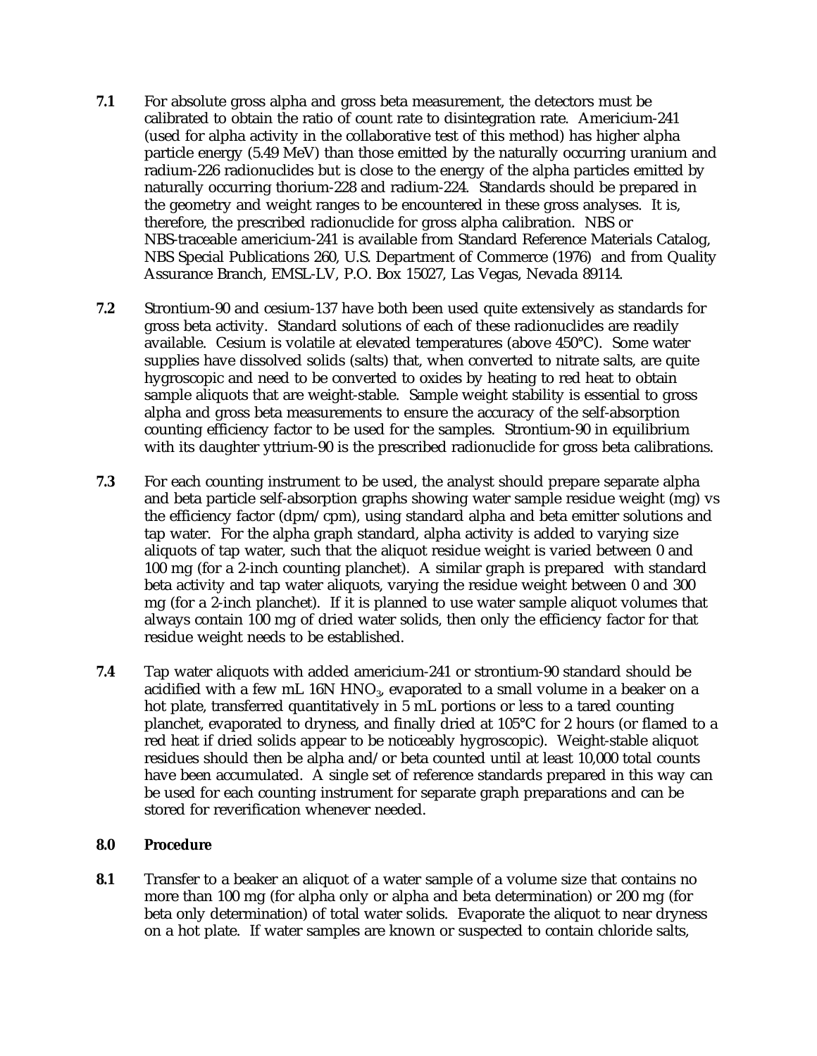**7.1** For absolute gross alpha and gross beta measurement, the detectors must be calibrated to obtain the ratio of count rate to disintegration rate. Americium-241 (used for alpha activity in the collaborative test of this method) has higher alpha particle energy (5.49 MeV) than those emitted by the naturally occurring uranium and radium-226 radionuclides but is close to the energy of the alpha particles emitted by naturally occurring thorium-228 and radium-224. Standards should be prepared in the geometry and weight ranges to be encountered in these gross analyses. It is, therefore, the prescribed radionuclide for gross alpha calibration. NBS or NBS-traceable americium-241 is available from Standard Reference Materials Catalog, NBS Special Publications 260, U.S. Department of Commerce (1976) and from Quality Assurance Branch, EMSL-LV, P.O. Box 15027, Las Vegas, Nevada 89114.

**7.2** Strontium-90 and cesium-137 have both been used quite extensively as standards for gross beta activity. Standard solutions of each of these radionuclides are readily available. Cesium is volatile at elevated temperatures (above 450°C). Some water supplies have dissolved solids (salts) that, when converted to nitrate salts, are quite hygroscopic and need to be converted to oxides by heating to red heat to obtain sample aliquots that are weight-stable. Sample weight stability is essential to gross alpha and gross beta measurements to ensure the accuracy of the self-absorption counting efficiency factor to be used for the samples. Strontium-90 in equilibrium with its daughter yttrium-90 is the prescribed radionuclide for gross beta calibrations.

**7.3** For each counting instrument to be used, the analyst should prepare separate alpha and beta particle self-absorption graphs showing water sample residue weight (mg) vs the efficiency factor (dpm/cpm), using standard alpha and beta emitter solutions and tap water. For the alpha graph standard, alpha activity is added to varying size aliquots of tap water, such that the aliquot residue weight is varied between 0 and 100 mg (for a 2-inch counting planchet). A similar graph is prepared with standard beta activity and tap water aliquots, varying the residue weight between 0 and 300 mg (for a 2-inch planchet). If it is planned to use water sample aliquot volumes that always contain 100 mg of dried water solids, then only the efficiency factor for that residue weight needs to be established.

**7.4** Tap water aliquots with added americium-241 or strontium-90 standard should be acidified with a few mL 16N $HNO_3$, evaporated to a small volume in a beaker on a hot plate, transferred quantitatively in 5 mL portions or less to a tared counting planchet, evaporated to dryness, and finally dried at 105°C for 2 hours (or flamed to a red heat if dried solids appear to be noticeably hygroscopic). Weight-stable aliquot residues should then be alpha and/or beta counted until at least 10,000 total counts have been accumulated. A single set of reference standards prepared in this way can be used for each counting instrument for separate graph preparations and can be stored for reverification whenever needed.

## 8.0 Procedure

**8.1** Transfer to a beaker an aliquot of a water sample of a volume size that contains no more than 100 mg (for alpha only or alpha and beta determination) or 200 mg (for beta only determination) of total water solids. Evaporate the aliquot to near dryness on a hot plate. If water samples are known or suspected to contain chloride salts,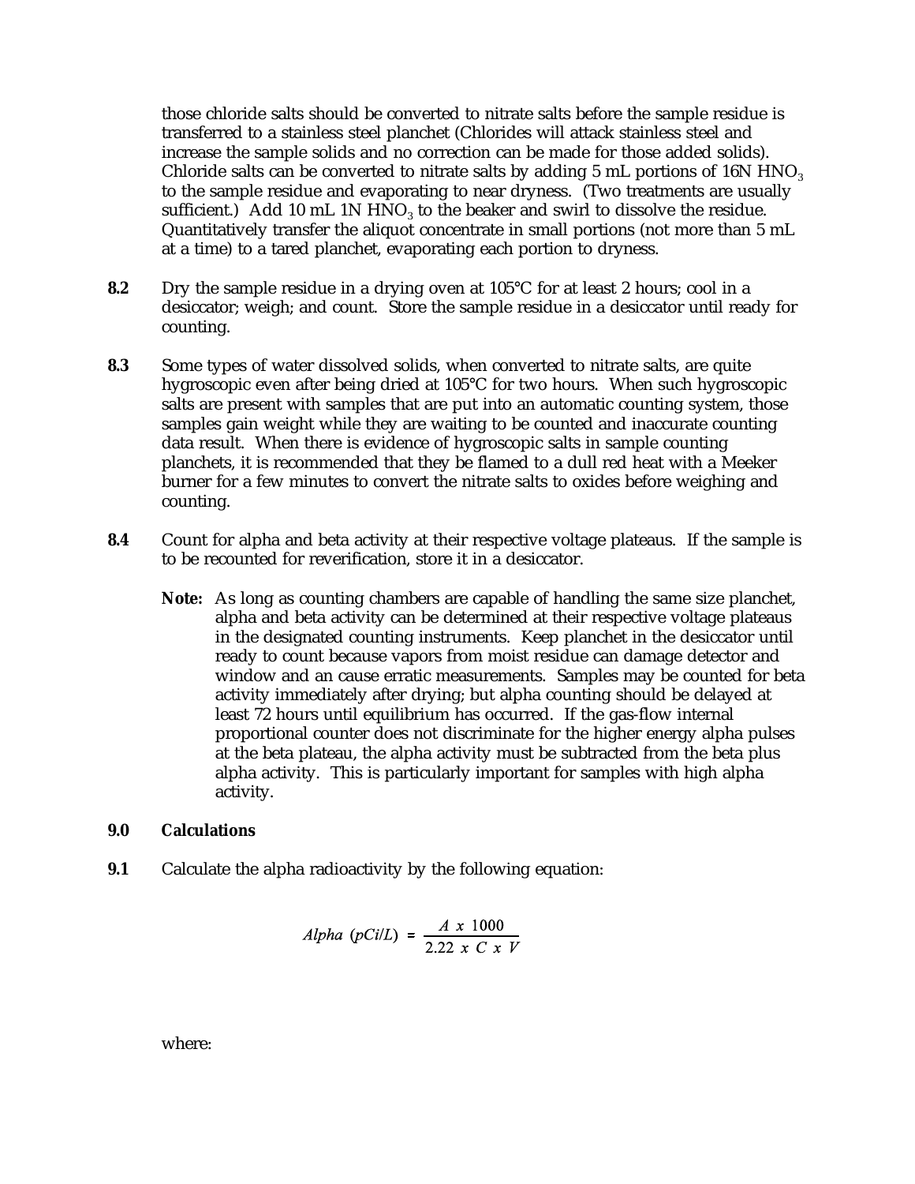those chloride salts should be converted to nitrate salts before the sample residue is transferred to a stainless steel planchet (Chlorides will attack stainless steel and increase the sample solids and no correction can be made for those added solids). Chloride salts can be converted to nitrate salts by adding 5 mL portions of 16N $HNO_3$ to the sample residue and evaporating to near dryness. (Two treatments are usually sufficient.) Add 10 mL 1N $HNO_3$ to the beaker and swirl to dissolve the residue. Quantitatively transfer the aliquot concentrate in small portions (not more than 5 mL at a time) to a tared planchet, evaporating each portion to dryness.

**8.2** Dry the sample residue in a drying oven at 105°C for at least 2 hours; cool in a desiccator; weigh; and count. Store the sample residue in a desiccator until ready for counting.

**8.3** Some types of water dissolved solids, when converted to nitrate salts, are quite hygroscopic even after being dried at 105°C for two hours. When such hygroscopic salts are present with samples that are put into an automatic counting system, those samples gain weight while they are waiting to be counted and inaccurate counting data result. When there is evidence of hygroscopic salts in sample counting planchets, it is recommended that they be flamed to a dull red heat with a Meeker burner for a few minutes to convert the nitrate salts to oxides before weighing and counting.

**8.4** Count for alpha and beta activity at their respective voltage plateaus. If the sample is to be recounted for reverification, store it in a desiccator.

**Note:** As long as counting chambers are capable of handling the same size planchet, alpha and beta activity can be determined at their respective voltage plateaus in the designated counting instruments. Keep planchet in the desiccator until ready to count because vapors from moist residue can damage detector and window and an cause erratic measurements. Samples may be counted for beta activity immediately after drying; but alpha counting should be delayed at least 72 hours until equilibrium has occurred. If the gas-flow internal proportional counter does not discriminate for the higher energy alpha pulses at the beta plateau, the alpha activity must be subtracted from the beta plus alpha activity. This is particularly important for samples with high alpha activity.

## 9.0 Calculations

**9.1** Calculate the alpha radioactivity by the following equation:

$$Alpha\ (pCi/L) = \frac{A \times 1000}{2.22 \times C \times V}$$

where: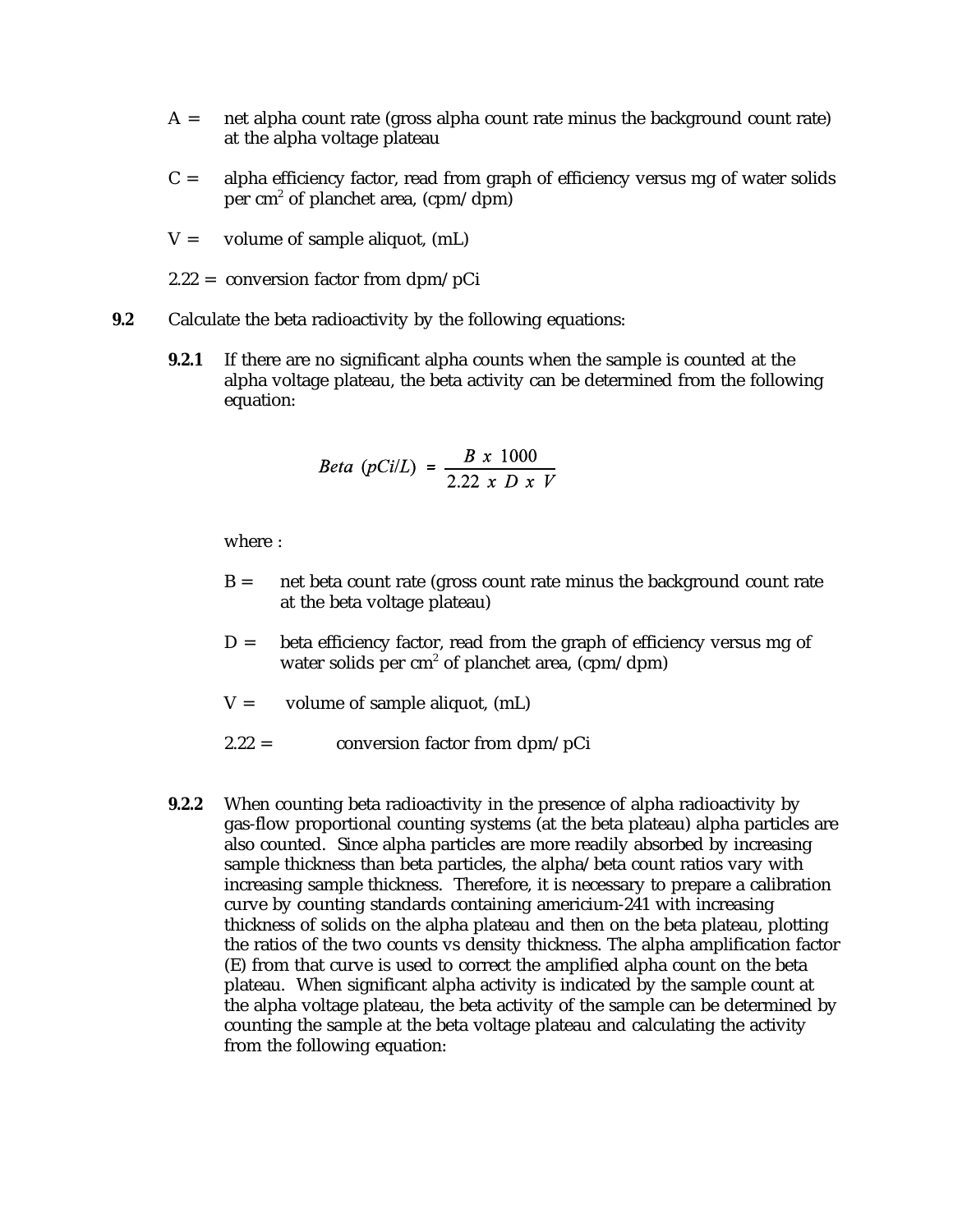A = net alpha count rate (gross alpha count rate minus the background count rate) at the alpha voltage plateau

C = alpha efficiency factor, read from graph of efficiency versus mg of water solids per $cm^2$ of planchet area, (cpm/dpm)

V = volume of sample aliquot, (mL)

2.22 = conversion factor from dpm/pCi

**9.2** Calculate the beta radioactivity by the following equations:

**9.2.1** If there are no significant alpha counts when the sample is counted at the alpha voltage plateau, the beta activity can be determined from the following equation:

$$Beta\ (pCi/L) = \frac{B\ x\ 1000}{2.22\ x\ D\ x\ V}$$

where :

B = net beta count rate (gross count rate minus the background count rate at the beta voltage plateau)

D = beta efficiency factor, read from the graph of efficiency versus mg of water solids per $cm^2$ of planchet area, (cpm/dpm)

V = volume of sample aliquot, (mL)

2.22 = conversion factor from dpm/pCi

**9.2.2** When counting beta radioactivity in the presence of alpha radioactivity by gas-flow proportional counting systems (at the beta plateau) alpha particles are also counted. Since alpha particles are more readily absorbed by increasing sample thickness than beta particles, the alpha/beta count ratios vary with increasing sample thickness. Therefore, it is necessary to prepare a calibration curve by counting standards containing americium-241 with increasing thickness of solids on the alpha plateau and then on the beta plateau, plotting the ratios of the two counts vs density thickness. The alpha amplification factor (E) from that curve is used to correct the amplified alpha count on the beta plateau. When significant alpha activity is indicated by the sample count at the alpha voltage plateau, the beta activity of the sample can be determined by counting the sample at the beta voltage plateau and calculating the activity from the following equation: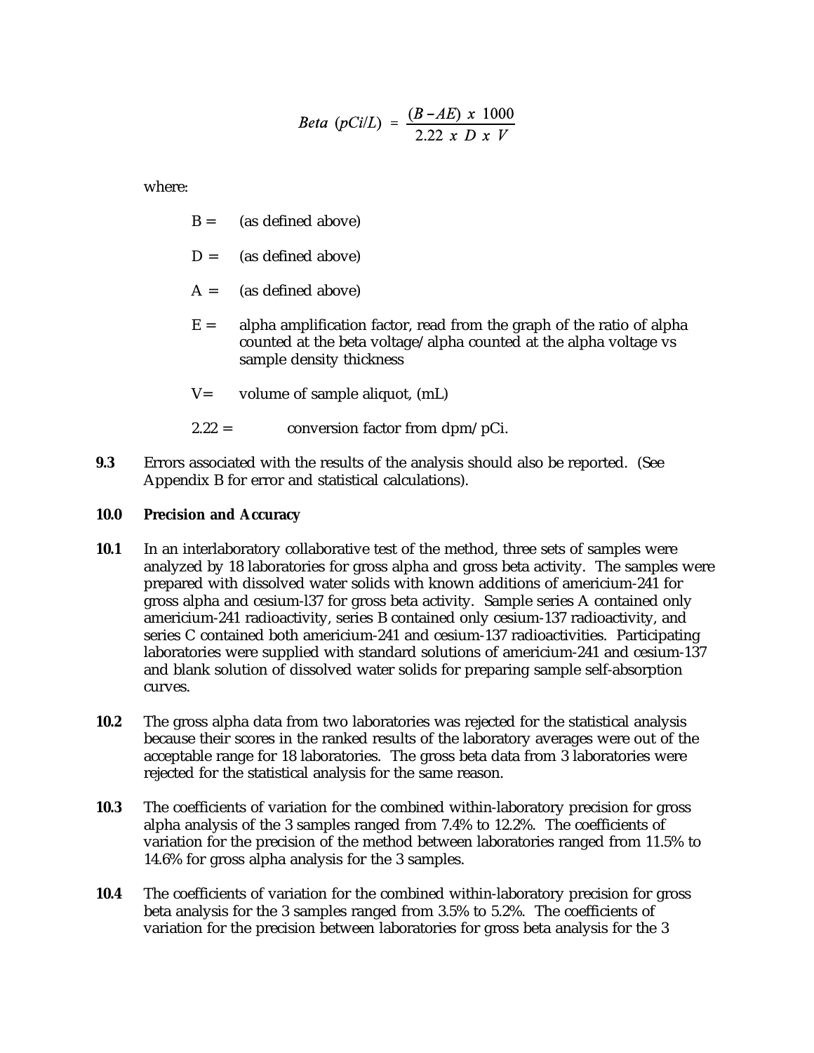$$Beta\ (pCi/L) = \frac{(B - AE)\ x\ 1000}{2.22\ x\ D\ x\ V}$$

where:

B = (as defined above)

D = (as defined above)

A = (as defined above)

E = alpha amplification factor, read from the graph of the ratio of alpha counted at the beta voltage/alpha counted at the alpha voltage vs sample density thickness

V= volume of sample aliquot, (mL)

2.22 = conversion factor from dpm/pCi.

**9.3** Errors associated with the results of the analysis should also be reported. (See Appendix B for error and statistical calculations).

## 10.0 Precision and Accuracy

**10.1** In an interlaboratory collaborative test of the method, three sets of samples were analyzed by 18 laboratories for gross alpha and gross beta activity. The samples were prepared with dissolved water solids with known additions of americium-241 for gross alpha and cesium-l37 for gross beta activity. Sample series A contained only americium-241 radioactivity, series B contained only cesium-137 radioactivity, and series C contained both americium-241 and cesium-137 radioactivities. Participating laboratories were supplied with standard solutions of americium-241 and cesium-137 and blank solution of dissolved water solids for preparing sample self-absorption curves.

**10.2** The gross alpha data from two laboratories was rejected for the statistical analysis because their scores in the ranked results of the laboratory averages were out of the acceptable range for 18 laboratories. The gross beta data from 3 laboratories were rejected for the statistical analysis for the same reason.

**10.3** The coefficients of variation for the combined within-laboratory precision for gross alpha analysis of the 3 samples ranged from 7.4% to 12.2%. The coefficients of variation for the precision of the method between laboratories ranged from 11.5% to 14.6% for gross alpha analysis for the 3 samples.

**10.4** The coefficients of variation for the combined within-laboratory precision for gross beta analysis for the 3 samples ranged from 3.5% to 5.2%. The coefficients of variation for the precision between laboratories for gross beta analysis for the 3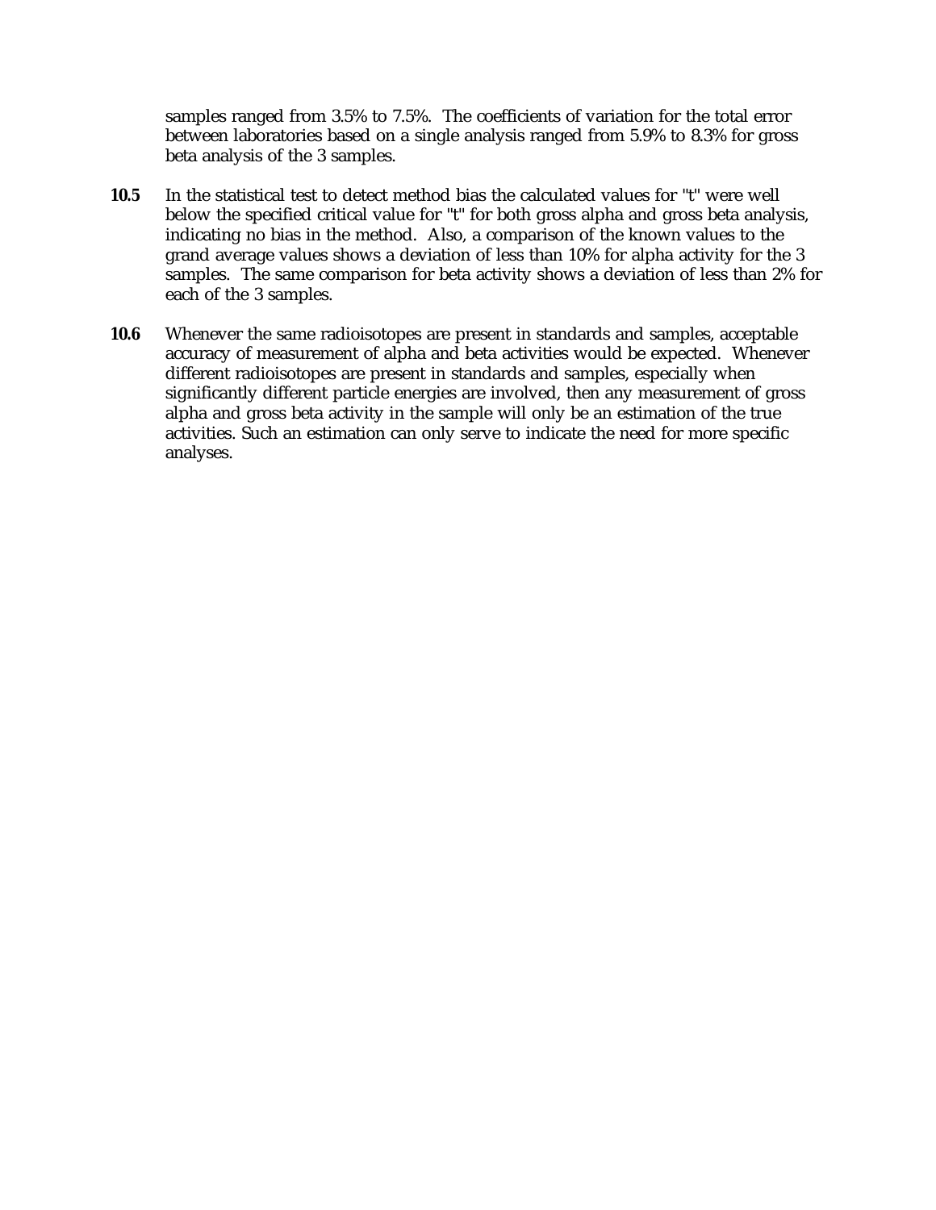samples ranged from 3.5% to 7.5%. The coefficients of variation for the total error between laboratories based on a single analysis ranged from 5.9% to 8.3% for gross beta analysis of the 3 samples.

**10.5** In the statistical test to detect method bias the calculated values for "t" were well below the specified critical value for "t" for both gross alpha and gross beta analysis, indicating no bias in the method. Also, a comparison of the known values to the grand average values shows a deviation of less than 10% for alpha activity for the 3 samples. The same comparison for beta activity shows a deviation of less than 2% for each of the 3 samples.

**10.6** Whenever the same radioisotopes are present in standards and samples, acceptable accuracy of measurement of alpha and beta activities would be expected. Whenever different radioisotopes are present in standards and samples, especially when significantly different particle energies are involved, then any measurement of gross alpha and gross beta activity in the sample will only be an estimation of the true activities. Such an estimation can only serve to indicate the need for more specific analyses.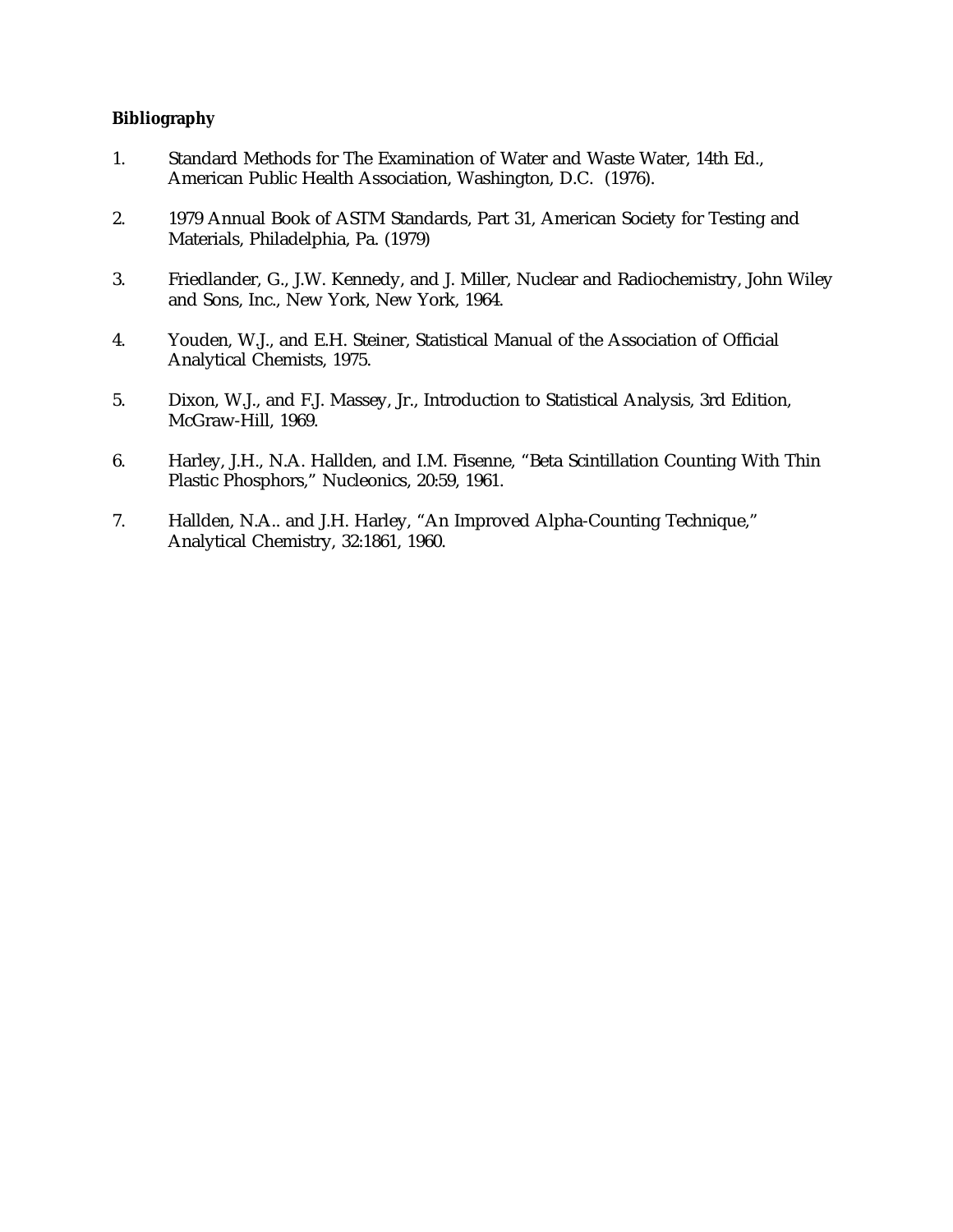**Bibliography**

1. Standard Methods for The Examination of Water and Waste Water, 14th Ed., American Public Health Association, Washington, D.C. (1976).

2. 1979 Annual Book of ASTM Standards, Part 31, American Society for Testing and Materials, Philadelphia, Pa. (1979)

3. Friedlander, G., J.W. Kennedy, and J. Miller, Nuclear and Radiochemistry, John Wiley and Sons, Inc., New York, New York, 1964.

4. Youden, W.J., and E.H. Steiner, Statistical Manual of the Association of Official Analytical Chemists, 1975.

5. Dixon, W.J., and F.J. Massey, Jr., Introduction to Statistical Analysis, 3rd Edition, McGraw-Hill, 1969.

6. Harley, J.H., N.A. Hallden, and I.M. Fisenne, "Beta Scintillation Counting With Thin Plastic Phosphors," Nucleonics, 20:59, 1961.

7. Hallden, N.A.. and J.H. Harley, "An Improved Alpha-Counting Technique," Analytical Chemistry, 32:1861, 1960.